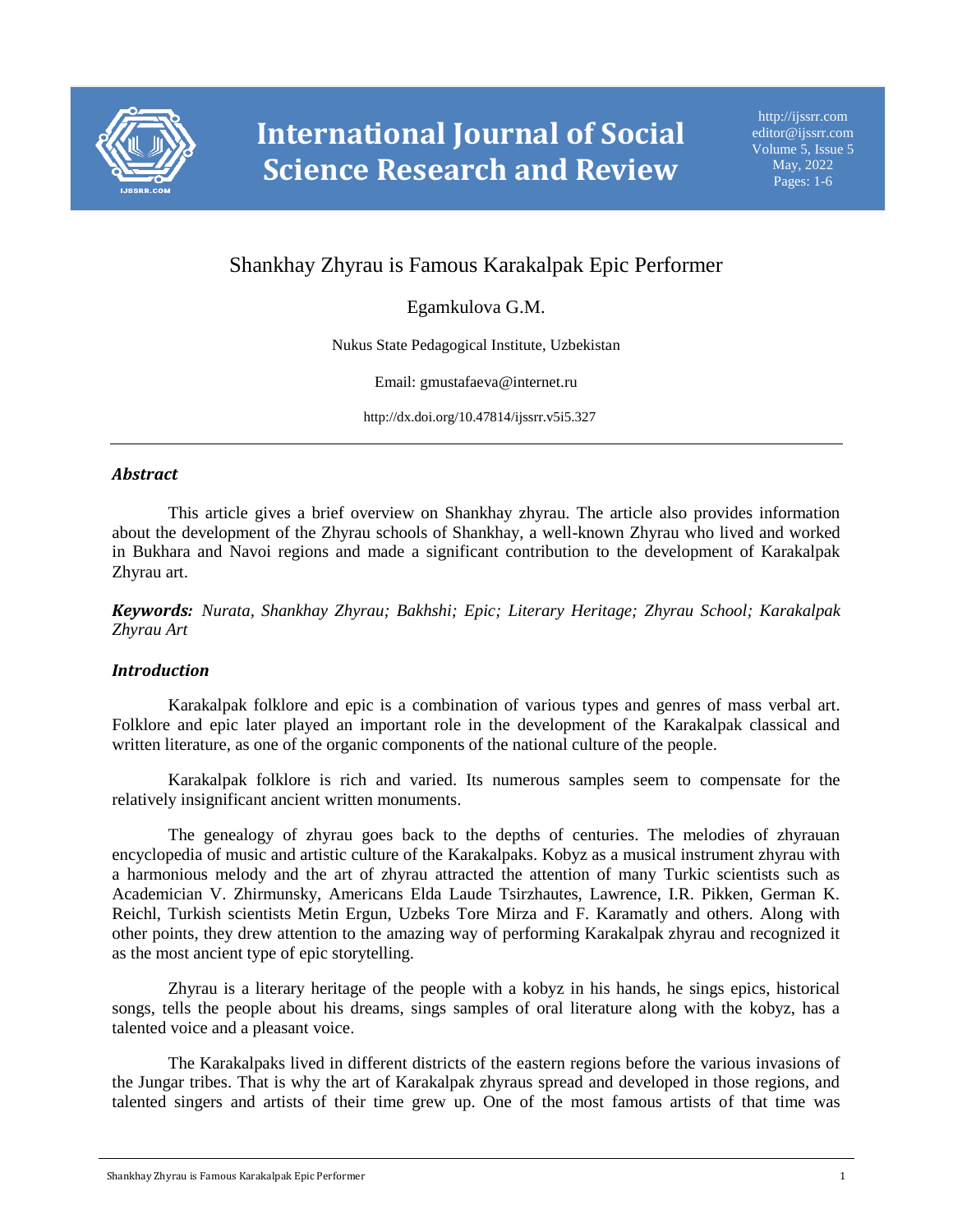# Shankhay Zhyrau is Famous Karakalpak Epic Performer

Egamkulova G.M.

Nukus State Pedagogical Institute, Uzbekistan

Email: gmustafaeva@internet.ru

http://dx.doi.org/10.47814/ijssrr.v5i5.327

---

## *Abstract*

This article gives a brief overview on Shankhay zhyrau. The article also provides information about the development of the Zhyrau schools of Shankhay, a well-known Zhyrau who lived and worked in Bukhara and Navoi regions and made a significant contribution to the development of Karakalpak Zhyrau art.

***Keywords:*** *Nurata, Shankhay Zhyrau; Bakhshi; Epic; Literary Heritage; Zhyrau School; Karakalpak Zhyrau Art*

## *Introduction*

Karakalpak folklore and epic is a combination of various types and genres of mass verbal art. Folklore and epic later played an important role in the development of the Karakalpak classical and written literature, as one of the organic components of the national culture of the people.

Karakalpak folklore is rich and varied. Its numerous samples seem to compensate for the relatively insignificant ancient written monuments.

The genealogy of zhyrau goes back to the depths of centuries. The melodies of zhyrauan encyclopedia of music and artistic culture of the Karakalpaks. Kobyz as a musical instrument zhyrau with a harmonious melody and the art of zhyrau attracted the attention of many Turkic scientists such as Academician V. Zhirmunsky, Americans Elda Laude Tsirzhautes, Lawrence, I.R. Pikken, German K. Reichl, Turkish scientists Metin Ergun, Uzbeks Tore Mirza and F. Karamatly and others. Along with other points, they drew attention to the amazing way of performing Karakalpak zhyrau and recognized it as the most ancient type of epic storytelling.

Zhyrau is a literary heritage of the people with a kobyz in his hands, he sings epics, historical songs, tells the people about his dreams, sings samples of oral literature along with the kobyz, has a talented voice and a pleasant voice.

The Karakalpaks lived in different districts of the eastern regions before the various invasions of the Jungar tribes. That is why the art of Karakalpak zhyraus spread and developed in those regions, and talented singers and artists of their time grew up. One of the most famous artists of that time was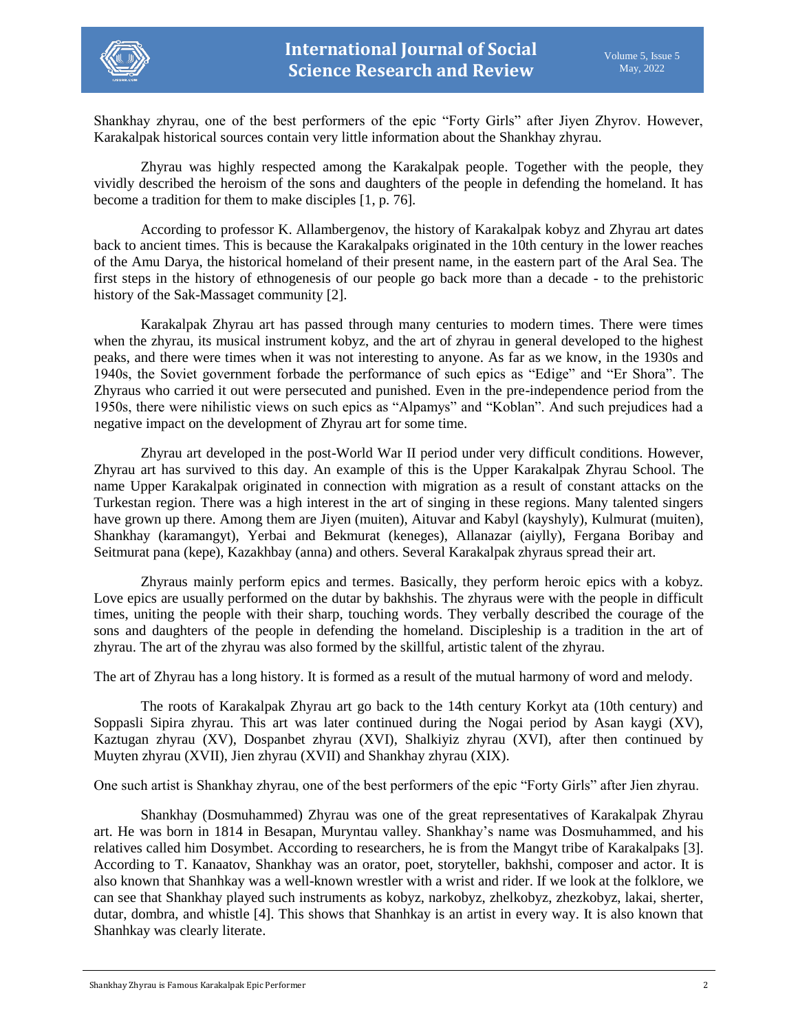Shankhay zhyrau, one of the best performers of the epic "Forty Girls" after Jiyen Zhyrov. However, Karakalpak historical sources contain very little information about the Shankhay zhyrau.

Zhyrau was highly respected among the Karakalpak people. Together with the people, they vividly described the heroism of the sons and daughters of the people in defending the homeland. It has become a tradition for them to make disciples [1, p. 76].

According to professor K. Allambergenov, the history of Karakalpak kobyz and Zhyrau art dates back to ancient times. This is because the Karakalpaks originated in the 10th century in the lower reaches of the Amu Darya, the historical homeland of their present name, in the eastern part of the Aral Sea. The first steps in the history of ethnogenesis of our people go back more than a decade - to the prehistoric history of the Sak-Massaget community [2].

Karakalpak Zhyrau art has passed through many centuries to modern times. There were times when the zhyrau, its musical instrument kobyz, and the art of zhyrau in general developed to the highest peaks, and there were times when it was not interesting to anyone. As far as we know, in the 1930s and 1940s, the Soviet government forbade the performance of such epics as "Edige" and "Er Shora". The Zhyraus who carried it out were persecuted and punished. Even in the pre-independence period from the 1950s, there were nihilistic views on such epics as "Alpamys" and "Koblan". And such prejudices had a negative impact on the development of Zhyrau art for some time.

Zhyrau art developed in the post-World War II period under very difficult conditions. However, Zhyrau art has survived to this day. An example of this is the Upper Karakalpak Zhyrau School. The name Upper Karakalpak originated in connection with migration as a result of constant attacks on the Turkestan region. There was a high interest in the art of singing in these regions. Many talented singers have grown up there. Among them are Jiyen (muiten), Aituvar and Kabyl (kayshyly), Kulmurat (muiten), Shankhay (karamangyt), Yerbai and Bekmurat (keneges), Allanazar (aiylly), Fergana Boribay and Seitmurat pana (kepe), Kazakhbay (anna) and others. Several Karakalpak zhyraus spread their art.

Zhyraus mainly perform epics and termes. Basically, they perform heroic epics with a kobyz. Love epics are usually performed on the dutar by bakhshis. The zhyraus were with the people in difficult times, uniting the people with their sharp, touching words. They verbally described the courage of the sons and daughters of the people in defending the homeland. Discipleship is a tradition in the art of zhyrau. The art of the zhyrau was also formed by the skillful, artistic talent of the zhyrau.

The art of Zhyrau has a long history. It is formed as a result of the mutual harmony of word and melody.

The roots of Karakalpak Zhyrau art go back to the 14th century Korkyt ata (10th century) and Soppasli Sipira zhyrau. This art was later continued during the Nogai period by Asan kaygi (XV), Kaztugan zhyrau (XV), Dospanbet zhyrau (XVI), Shalkiyiz zhyrau (XVI), after then continued by Muyten zhyrau (XVII), Jien zhyrau (XVII) and Shankhay zhyrau (XIX).

One such artist is Shankhay zhyrau, one of the best performers of the epic "Forty Girls" after Jien zhyrau.

Shankhay (Dosmuhammed) Zhyrau was one of the great representatives of Karakalpak Zhyrau art. He was born in 1814 in Besapan, Muryntau valley. Shankhay's name was Dosmuhammed, and his relatives called him Dosymbet. According to researchers, he is from the Mangyt tribe of Karakalpaks [3]. According to T. Kanaatov, Shankhay was an orator, poet, storyteller, bakhshi, composer and actor. It is also known that Shanhkay was a well-known wrestler with a wrist and rider. If we look at the folklore, we can see that Shankhay played such instruments as kobyz, narkobyz, zhelkobyz, zhezkobyz, lakai, sherter, dutar, dombra, and whistle [4]. This shows that Shanhkay is an artist in every way. It is also known that Shanhkay was clearly literate.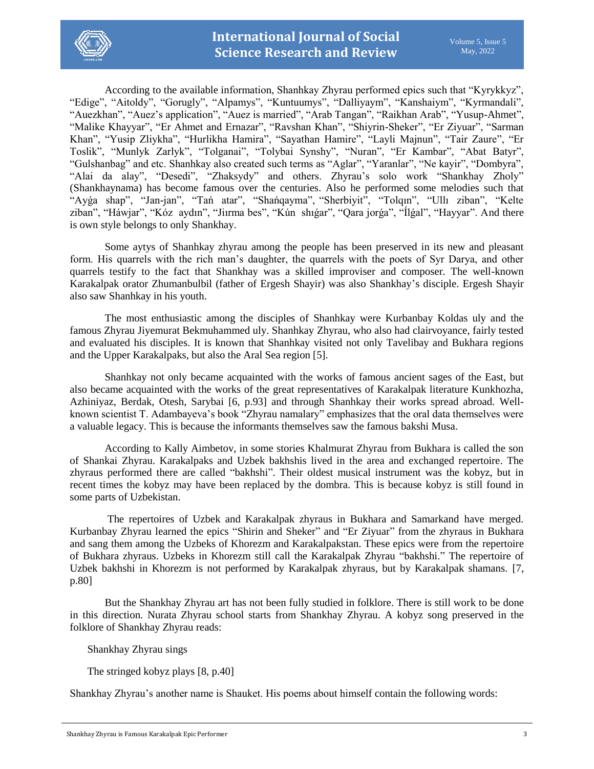According to the available information, Shanhkay Zhyrau performed epics such that “Kyrykkyz”, “Edige”, “Aitoldy”, “Gorugly”, “Alpamys”, “Kuntuumys”, “Dalliyaym”, “Kanshaiym”, “Kyrmandali”, “Auezkhan”, “Auez’s application”, “Auez is married”, “Arab Tangan”, “Raikhan Arab”, “Yusup-Ahmet”, “Malike Khayyar”, “Er Ahmet and Ernazar”, “Ravshan Khan”, “Shiyrin-Sheker”, “Er Ziyuar”, “Sarman Khan”, “Yusip Zliykha”, “Hurlikha Hamira”, “Sayathan Hamire”, “Layli Majnun”, “Tair Zaure”, “Er Toslik”, “Munlyk Zarlyk”, “Tolganai”, “Tolybai Synshy”, “Nuran”, “Er Kambar”, “Abat Batyr”, “Gulshanbag” and etc. Shanhkay also created such terms as “Aglar”, “Yaranlar”, “Ne kayir”, “Dombyra”, “Alai da alay”, “Desedi”, “Zhaksydy” and others. Zhyrau’s solo work “Shankhay Zholy” (Shankhaynama) has become famous over the centuries. Also he performed some melodies such that “Ayǵa shap”, “Jan-jan”, “Tań atar”, “Shańqayma”, “Sherbiyit”, “Tolqın”, “Ullı ziban”, “Kelte ziban”, “Háwjar”, “Kóz aydın”, “Jiırma bes”, “Kún shıǵar”, “Qara jorǵa”, “Ílǵal”, “Hayyar”. And there is own style belongs to only Shankhay.

Some aytys of Shanhkay zhyrau among the people has been preserved in its new and pleasant form. His quarrels with the rich man’s daughter, the quarrels with the poets of Syr Darya, and other quarrels testify to the fact that Shankhay was a skilled improviser and composer. The well-known Karakalpak orator Zhumanbulbil (father of Ergesh Shayir) was also Shankhay’s disciple. Ergesh Shayir also saw Shanhkay in his youth.

The most enthusiastic among the disciples of Shanhkay were Kurbanbay Koldas uly and the famous Zhyrau Jiyemurat Bekmuhammed uly. Shanhkay Zhyrau, who also had clairvoyance, fairly tested and evaluated his disciples. It is known that Shanhkay visited not only Tavelibay and Bukhara regions and the Upper Karakalpaks, but also the Aral Sea region [5].

Shanhkay not only became acquainted with the works of famous ancient sages of the East, but also became acquainted with the works of the great representatives of Karakalpak literature Kunkhozha, Azhiniyaz, Berdak, Otesh, Sarybai [6, p.93] and through Shanhkay their works spread abroad. Well-known scientist T. Adambayeva’s book “Zhyrau namalary” emphasizes that the oral data themselves were a valuable legacy. This is because the informants themselves saw the famous bakshi Musa.

According to Kally Aimbetov, in some stories Khalmurat Zhyrau from Bukhara is called the son of Shankai Zhyrau. Karakalpaks and Uzbek bakhshis lived in the area and exchanged repertoire. The zhyraus performed there are called “bakhshi”. Their oldest musical instrument was the kobyz, but in recent times the kobyz may have been replaced by the dombra. This is because kobyz is still found in some parts of Uzbekistan.

The repertoires of Uzbek and Karakalpak zhyraus in Bukhara and Samarkand have merged. Kurbanbay Zhyrau learned the epics “Shirin and Sheker” and “Er Ziyuar” from the zhyraus in Bukhara and sang them among the Uzbeks of Khorezm and Karakalpakstan. These epics were from the repertoire of Bukhara zhyraus. Uzbeks in Khorezm still call the Karakalpak Zhyrau “bakhshi.” The repertoire of Uzbek bakhshi in Khorezm is not performed by Karakalpak zhyraus, but by Karakalpak shamans. [7, p.80]

But the Shankhay Zhyrau art has not been fully studied in folklore. There is still work to be done in this direction. Nurata Zhyrau school starts from Shankhay Zhyrau. A kobyz song preserved in the folklore of Shankhay Zhyrau reads:

Shankhay Zhyrau sings

The stringed kobyz plays [8, p.40]

Shankhay Zhyrau’s another name is Shauket. His poems about himself contain the following words: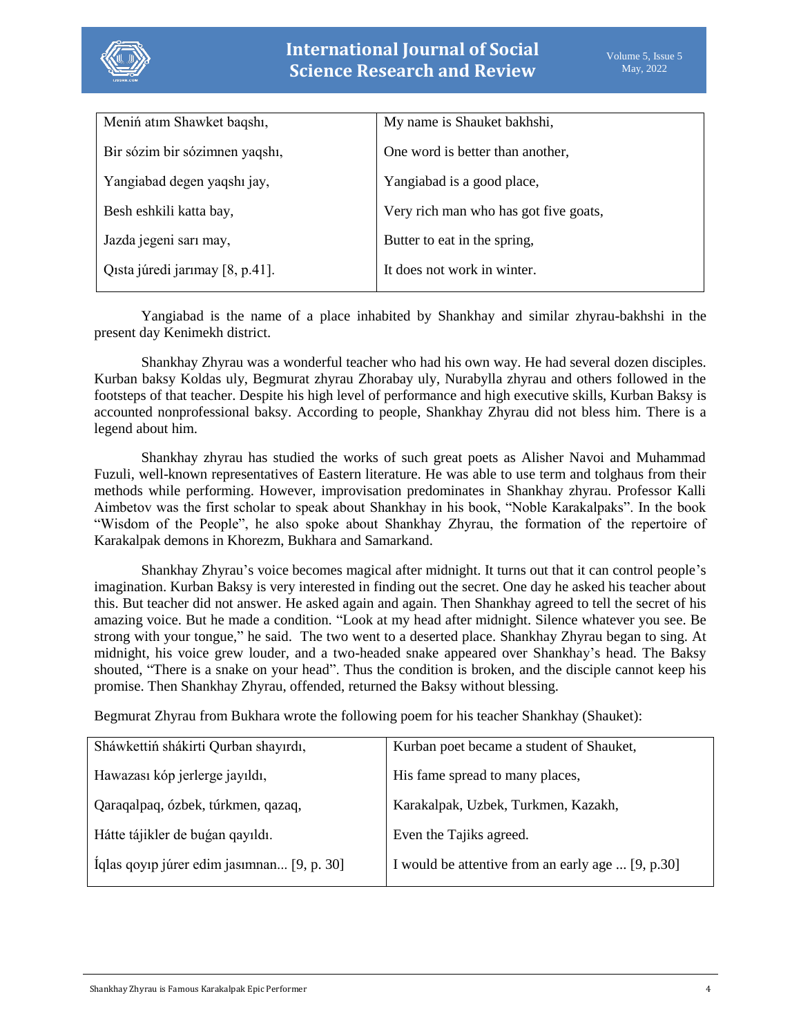| Meniń atım Shawket baqshı, | My name is Shauket bakhshi, |
|---|---|
| Bir sózim bir sózimnen yaqshı, | One word is better than another, |
| Yangiabad degen yaqshı jay, | Yangiabad is a good place, |
| Besh eshkili katta bay, | Very rich man who has got five goats, |
| Jazda jegeni sarı may, | Butter to eat in the spring, |
| Qısta júredi jarımay [8, p.41]. | It does not work in winter. |

Yangiabad is the name of a place inhabited by Shankhay and similar zhyrau-bakhshi in the present day Kenimekh district.

Shankhay Zhyrau was a wonderful teacher who had his own way. He had several dozen disciples. Kurban baksy Koldas uly, Begmurat zhyrau Zhorabay uly, Nurabylla zhyrau and others followed in the footsteps of that teacher. Despite his high level of performance and high executive skills, Kurban Baksy is accounted nonprofessional baksy. According to people, Shankhay Zhyrau did not bless him. There is a legend about him.

Shankhay zhyrau has studied the works of such great poets as Alisher Navoi and Muhammad Fuzuli, well-known representatives of Eastern literature. He was able to use term and tolghaus from their methods while performing. However, improvisation predominates in Shankhay zhyrau. Professor Kalli Aimbetov was the first scholar to speak about Shankhay in his book, "Noble Karakalpaks". In the book "Wisdom of the People", he also spoke about Shankhay Zhyrau, the formation of the repertoire of Karakalpak demons in Khorezm, Bukhara and Samarkand.

Shankhay Zhyrau's voice becomes magical after midnight. It turns out that it can control people's imagination. Kurban Baksy is very interested in finding out the secret. One day he asked his teacher about this. But teacher did not answer. He asked again and again. Then Shankhay agreed to tell the secret of his amazing voice. But he made a condition. "Look at my head after midnight. Silence whatever you see. Be strong with your tongue," he said. The two went to a deserted place. Shankhay Zhyrau began to sing. At midnight, his voice grew louder, and a two-headed snake appeared over Shankhay's head. The Baksy shouted, "There is a snake on your head". Thus the condition is broken, and the disciple cannot keep his promise. Then Shankhay Zhyrau, offended, returned the Baksy without blessing.

Begmurat Zhyrau from Bukhara wrote the following poem for his teacher Shankhay (Shauket):

| Sháwkettiń shákirti Qurban shayırdı, | Kurban poet became a student of Shauket, |
|---|---|
| Hawazası kóp jerlerge jayıldı, | His fame spread to many places, |
| Qaraqalpaq, ózbek, túrkmen, qazaq, | Karakalpak, Uzbek, Turkmen, Kazakh, |
| Hátte tájikler de buǵan qayıldı. | Even the Tajiks agreed. |
| Íqlas qoyıp júrer edim jasımnan... [9, p. 30] | I would be attentive from an early age ... [9, p.30] |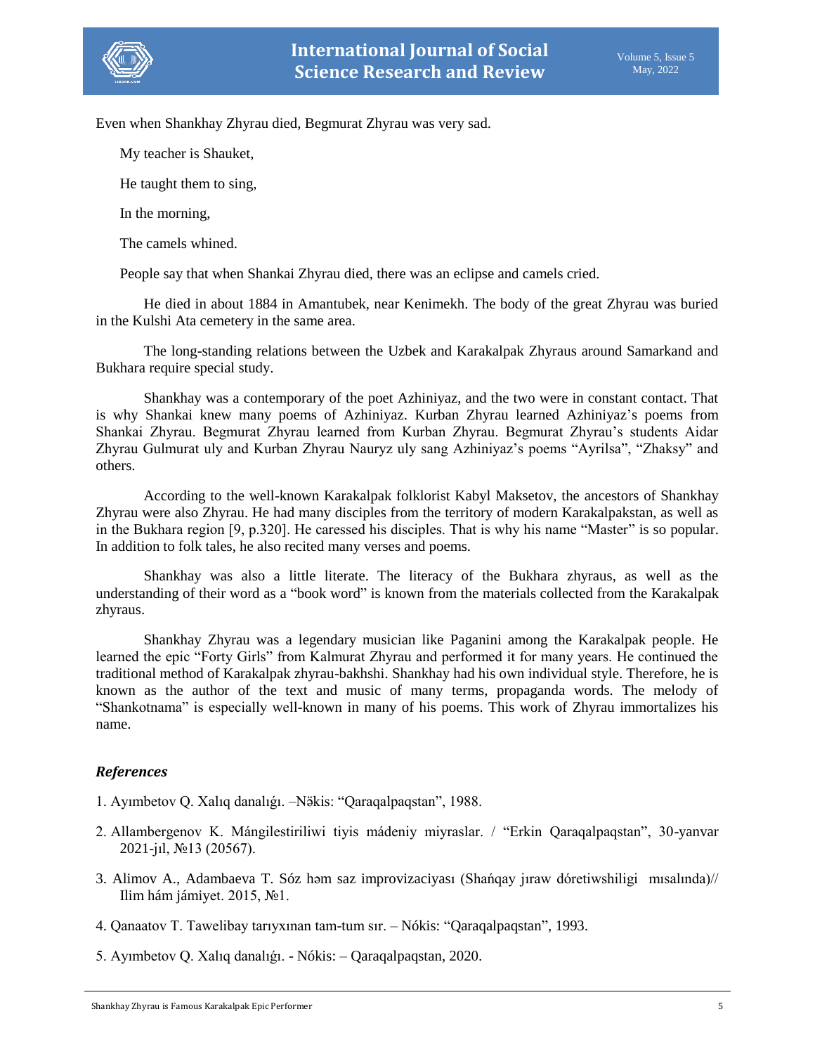Even when Shankhay Zhyrau died, Begmurat Zhyrau was very sad.

My teacher is Shauket,

He taught them to sing,

In the morning,

The camels whined.

People say that when Shankai Zhyrau died, there was an eclipse and camels cried.

He died in about 1884 in Amantubek, near Kenimekh. The body of the great Zhyrau was buried in the Kulshi Ata cemetery in the same area.

The long-standing relations between the Uzbek and Karakalpak Zhyraus around Samarkand and Bukhara require special study.

Shankhay was a contemporary of the poet Azhiniyaz, and the two were in constant contact. That is why Shankai knew many poems of Azhiniyaz. Kurban Zhyrau learned Azhiniyaz's poems from Shankai Zhyrau. Begmurat Zhyrau learned from Kurban Zhyrau. Begmurat Zhyrau's students Aidar Zhyrau Gulmurat uly and Kurban Zhyrau Nauryz uly sang Azhiniyaz's poems "Ayrilsa", "Zhaksy" and others.

According to the well-known Karakalpak folklorist Kabyl Maksetov, the ancestors of Shankhay Zhyrau were also Zhyrau. He had many disciples from the territory of modern Karakalpakstan, as well as in the Bukhara region [9, p.320]. He caressed his disciples. That is why his name "Master" is so popular. In addition to folk tales, he also recited many verses and poems.

Shankhay was also a little literate. The literacy of the Bukhara zhyraus, as well as the understanding of their word as a "book word" is known from the materials collected from the Karakalpak zhyraus.

Shankhay Zhyrau was a legendary musician like Paganini among the Karakalpak people. He learned the epic "Forty Girls" from Kalmurat Zhyrau and performed it for many years. He continued the traditional method of Karakalpak zhyrau-bakhshi. Shankhay had his own individual style. Therefore, he is known as the author of the text and music of many terms, propaganda words. The melody of "Shankotnama" is especially well-known in many of his poems. This work of Zhyrau immortalizes his name.

### *References*

1. Ayımbetov Q. Xalıq danalıǵı. –Nǝ̆kis: "Qaraqalpaqstan", 1988.
2. Allambergenov K. Mángilestiriliwi tiyis mádeniy miyraslar. / "Erkin Qaraqalpaqstan", 30-yanvar 2021-jıl, №13 (20567).
3. Alimov A., Adambaeva T. Sóz hǝm saz improvizaciyası (Shańqay jıraw dóretiwshiligi mısalında)// Ilim hám jámiyet. 2015, №1.
4. Qanaatov T. Tawelibay tarıyxınan tam-tum sır. – Nókis: "Qaraqalpaqstan", 1993.
5. Ayımbetov Q. Xalıq danalıǵı. - Nókis: – Qaraqalpaqstan, 2020.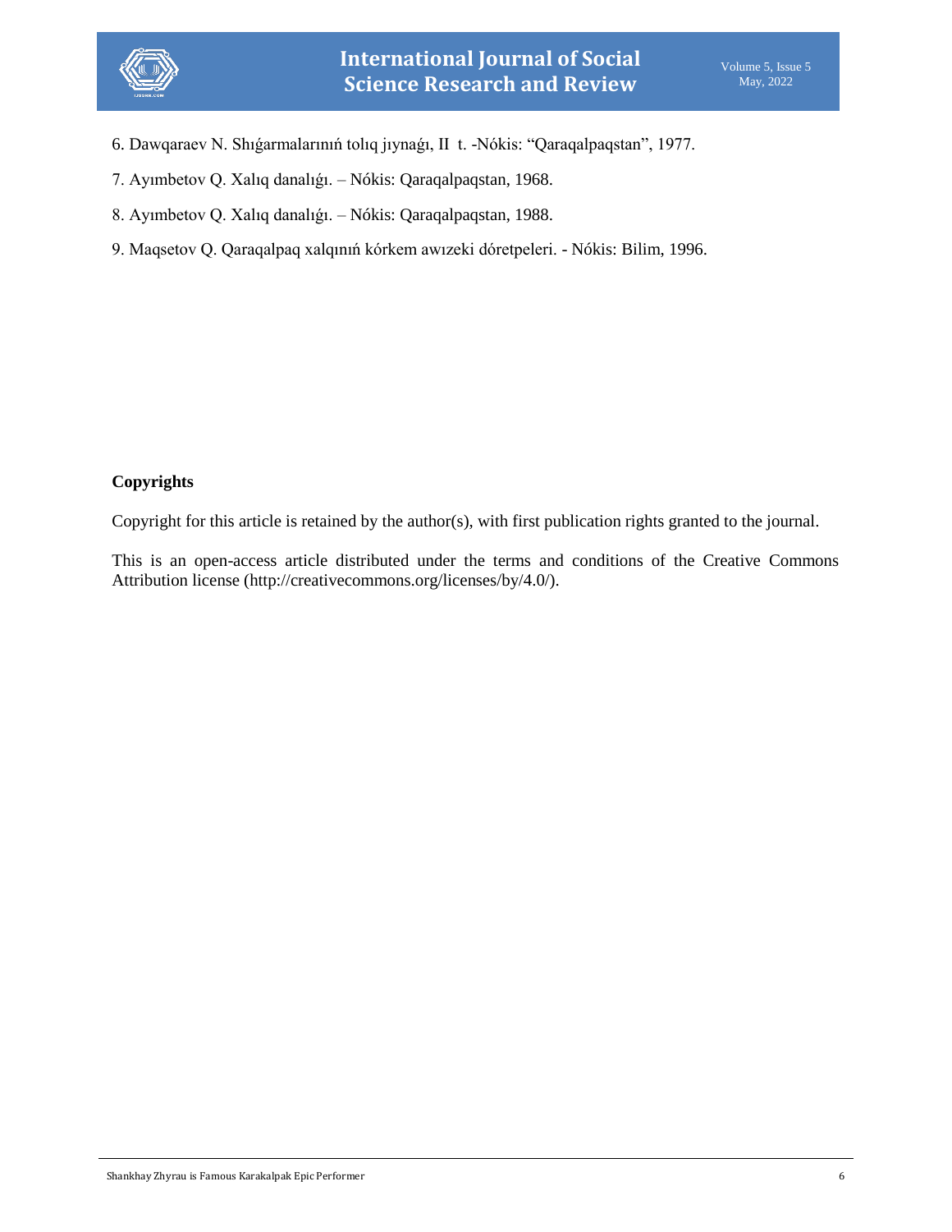6. Dawqaraev N. Shıǵarmalarınıń tolıq jıynaǵı, II t. -Nókis: "Qaraqalpaqstan", 1977.

7. Ayımbetov Q. Xalıq danalıǵı. – Nókis: Qaraqalpaqstan, 1968.

8. Ayımbetov Q. Xalıq danalıǵı. – Nókis: Qaraqalpaqstan, 1988.

9. Maqsetov Q. Qaraqalpaq xalqınıń kórkem awızeki dóretpeleri. - Nókis: Bilim, 1996.

**Copyrights**

Copyright for this article is retained by the author(s), with first publication rights granted to the journal.

This is an open-access article distributed under the terms and conditions of the Creative Commons Attribution license (http://creativecommons.org/licenses/by/4.0/).